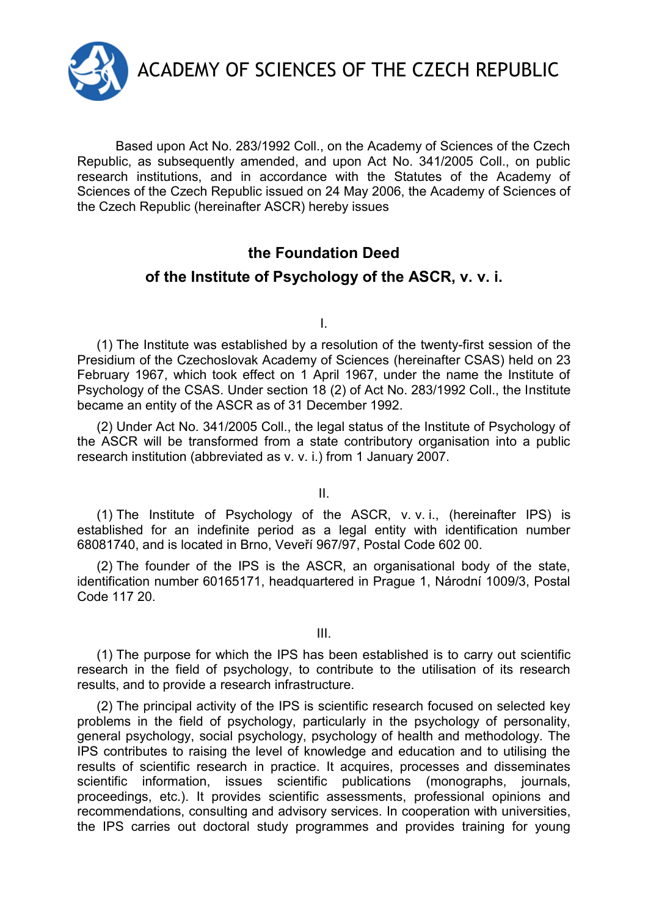ACADEMY OF SCIENCES OF THE CZECH REPUBLIC

Based upon Act No. 283/1992 Coll., on the Academy of Sciences of the Czech Republic, as subsequently amended, and upon Act No. 341/2005 Coll., on public research institutions, and in accordance with the Statutes of the Academy of Sciences of the Czech Republic issued on 24 May 2006, the Academy of Sciences of the Czech Republic (hereinafter ASCR) hereby issues

## the Foundation Deed

## of the Institute of Psychology of the ASCR, v. v. i.

I.

(1) The Institute was established by a resolution of the twenty-first session of the Presidium of the Czechoslovak Academy of Sciences (hereinafter CSAS) held on 23 February 1967, which took effect on 1 April 1967, under the name the Institute of Psychology of the CSAS. Under section 18 (2) of Act No. 283/1992 Coll., the Institute became an entity of the ASCR as of 31 December 1992.

(2) Under Act No. 341/2005 Coll., the legal status of the Institute of Psychology of the ASCR will be transformed from a state contributory organisation into a public research institution (abbreviated as v. v. i.) from 1 January 2007.

II.

(1) The Institute of Psychology of the ASCR, v. v. i., (hereinafter IPS) is established for an indefinite period as a legal entity with identification number 68081740, and is located in Brno, Veveří 967/97, Postal Code 602 00.

(2) The founder of the IPS is the ASCR, an organisational body of the state, identification number 60165171, headquartered in Prague 1, Národní 1009/3, Postal Code 117 20.

III.

(1) The purpose for which the IPS has been established is to carry out scientific research in the field of psychology, to contribute to the utilisation of its research results, and to provide a research infrastructure.

(2) The principal activity of the IPS is scientific research focused on selected key problems in the field of psychology, particularly in the psychology of personality, general psychology, social psychology, psychology of health and methodology. The IPS contributes to raising the level of knowledge and education and to utilising the results of scientific research in practice. It acquires, processes and disseminates scientific information, issues scientific publications (monographs, journals, proceedings, etc.). It provides scientific assessments, professional opinions and recommendations, consulting and advisory services. In cooperation with universities, the IPS carries out doctoral study programmes and provides training for young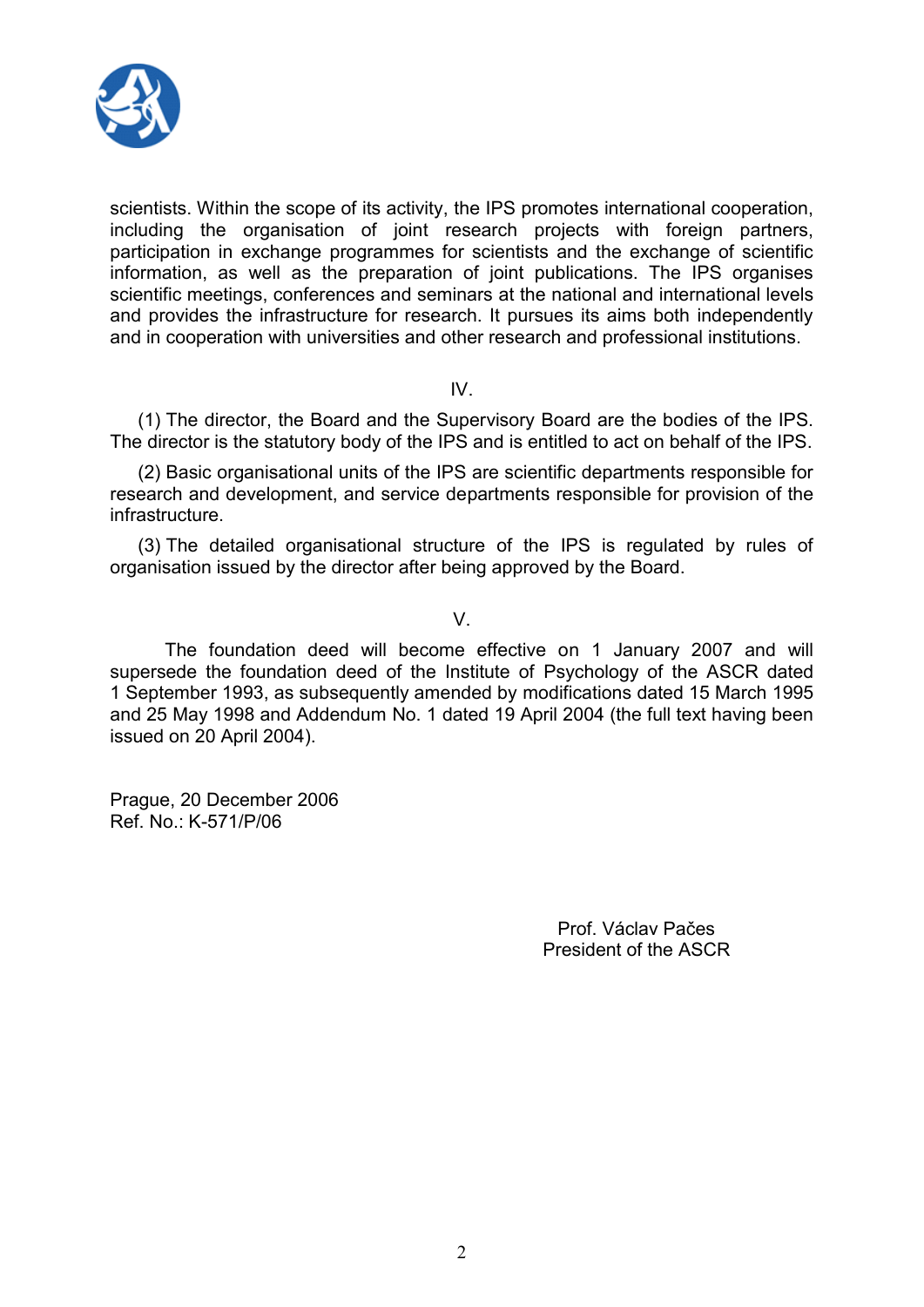scientists. Within the scope of its activity, the IPS promotes international cooperation, including the organisation of joint research projects with foreign partners, participation in exchange programmes for scientists and the exchange of scientific information, as well as the preparation of joint publications. The IPS organises scientific meetings, conferences and seminars at the national and international levels and provides the infrastructure for research. It pursues its aims both independently and in cooperation with universities and other research and professional institutions.

IV.

(1) The director, the Board and the Supervisory Board are the bodies of the IPS. The director is the statutory body of the IPS and is entitled to act on behalf of the IPS.

(2) Basic organisational units of the IPS are scientific departments responsible for research and development, and service departments responsible for provision of the infrastructure.

(3) The detailed organisational structure of the IPS is regulated by rules of organisation issued by the director after being approved by the Board.

V.

The foundation deed will become effective on 1 January 2007 and will supersede the foundation deed of the Institute of Psychology of the ASCR dated 1 September 1993, as subsequently amended by modifications dated 15 March 1995 and 25 May 1998 and Addendum No. 1 dated 19 April 2004 (the full text having been issued on 20 April 2004).

Prague, 20 December 2006
Ref. No.: K-571/P/06

Prof. Václav Pačes
President of the ASCR